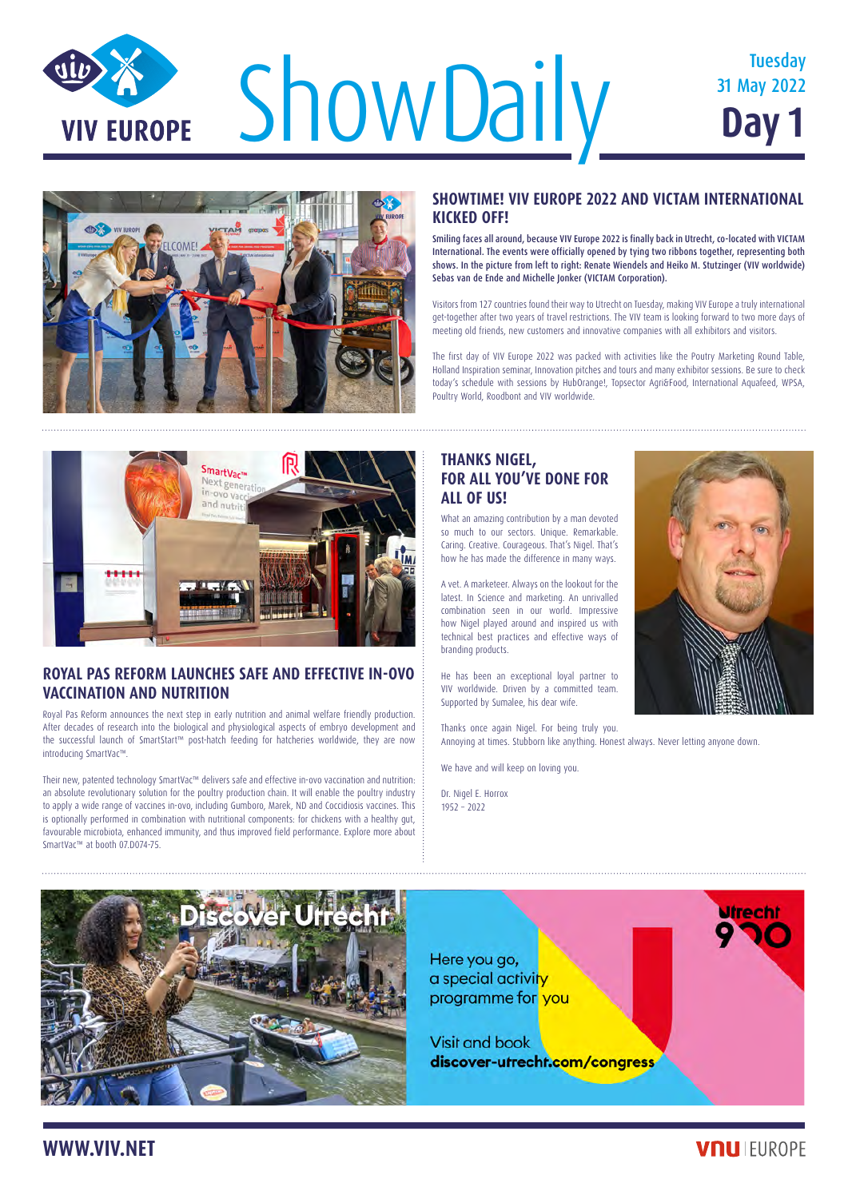# VIV EUROPE ShowDaily

Tuesday 31 May 2022

**Day 1**

## SHOWTIME! VIV EUROPE 2022 AND VICTAM INTERNATIONAL KICKED OFF!

**Smiling faces all around, because VIV Europe 2022 is finally back in Utrecht, co-located with VICTAM International. The events were officially opened by tying two ribbons together, representing both shows. In the picture from left to right: Renate Wiendels and Heiko M. Stutzinger (VIV worldwide) Sebas van de Ende and Michelle Jonker (VICTAM Corporation).**

Visitors from 127 countries found their way to Utrecht on Tuesday, making VIV Europe a truly international get-together after two years of travel restrictions. The VIV team is looking forward to two more days of meeting old friends, new customers and innovative companies with all exhibitors and visitors.

The first day of VIV Europe 2022 was packed with activities like the Poutry Marketing Round Table, Holland Inspiration seminar, Innovation pitches and tours and many exhibitor sessions. Be sure to check today's schedule with sessions by HubOrange!, Topsector Agri&Food, International Aquafeed, WPSA, Poultry World, Roodbont and VIV worldwide.

## ROYAL PAS REFORM LAUNCHES SAFE AND EFFECTIVE IN-OVO VACCINATION AND NUTRITION

Royal Pas Reform announces the next step in early nutrition and animal welfare friendly production. After decades of research into the biological and physiological aspects of embryo development and the successful launch of SmartStart™ post-hatch feeding for hatcheries worldwide, they are now introducing SmartVac™.

Their new, patented technology SmartVac™ delivers safe and effective in-ovo vaccination and nutrition: an absolute revolutionary solution for the poultry production chain. It will enable the poultry industry to apply a wide range of vaccines in-ovo, including Gumboro, Marek, ND and Coccidiosis vaccines. This is optionally performed in combination with nutritional components: for chickens with a healthy gut, favourable microbiota, enhanced immunity, and thus improved field performance. Explore more about SmartVac™ at booth 07.D074-75.

## THANKS NIGEL, FOR ALL YOU'VE DONE FOR ALL OF US!

What an amazing contribution by a man devoted so much to our sectors. Unique. Remarkable. Caring. Creative. Courageous. That's Nigel. That's how he has made the difference in many ways.

A vet. A marketeer. Always on the lookout for the latest. In Science and marketing. An unrivalled combination seen in our world. Impressive how Nigel played around and inspired us with technical best practices and effective ways of branding products.

He has been an exceptional loyal partner to VIV worldwide. Driven by a committed team. Supported by Sumalee, his dear wife.

Thanks once again Nigel. For being truly you.
Annoying at times. Stubborn like anything. Honest always. Never letting anyone down.

We have and will keep on loving you.

Dr. Nigel E. Horrox
1952 – 2022

Discover Utrecht

Here you go, a special activity programme for you

Visit and book **discover-utrecht.com/congress**

Utrecht 900

WWW.VIV.NET

VNU EUROPE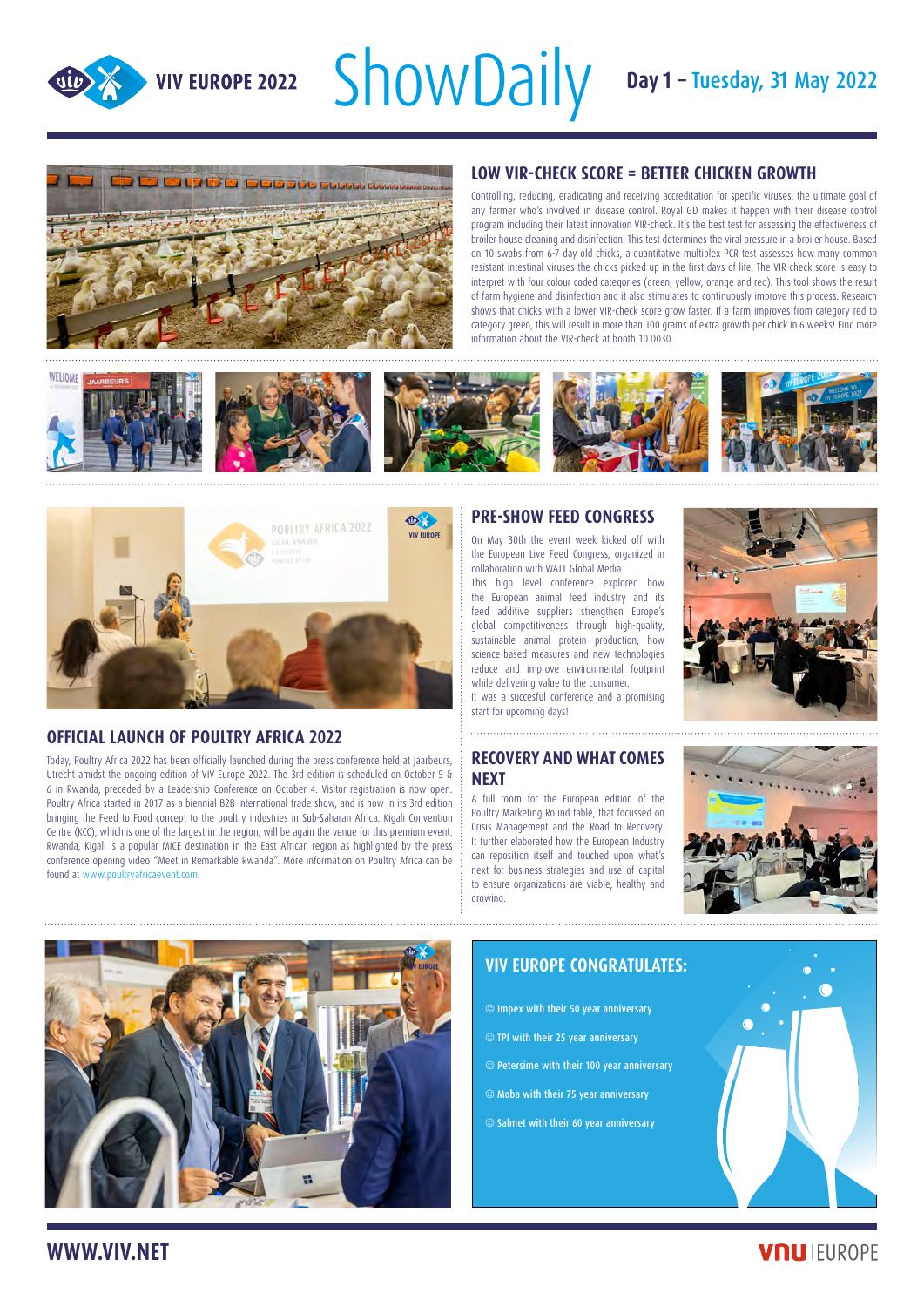# VIV EUROPE 2022 ShowDaily

**Day 1 – Tuesday, 31 May 2022**

## LOW VIR-CHECK SCORE = BETTER CHICKEN GROWTH

Controlling, reducing, eradicating and receiving accreditation for specific viruses: the ultimate goal of any farmer who's involved in disease control. Royal GD makes it happen with their disease control program including their latest innovation VIR-check. It's the best test for assessing the effectiveness of broiler house cleaning and disinfection. This test determines the viral pressure in a broiler house. Based on 10 swabs from 6-7 day old chicks, a quantitative multiplex PCR test assesses how many common resistant intestinal viruses the chicks picked up in the first days of life. The VIR-check score is easy to interpret with four colour coded categories (green, yellow, orange and red). This tool shows the result of farm hygiene and disinfection and it also stimulates to continuously improve this process. Research shows that chicks with a lower VIR-check score grow faster. If a farm improves from category red to category green, this will result in more than 100 grams of extra growth per chick in 6 weeks! Find more information about the VIR-check at booth 10.D030.

## OFFICIAL LAUNCH OF POULTRY AFRICA 2022

Today, Poultry Africa 2022 has been officially launched during the press conference held at Jaarbeurs, Utrecht amidst the ongoing edition of VIV Europe 2022. The 3rd edition is scheduled on October 5 & 6 in Rwanda, preceded by a Leadership Conference on October 4. Visitor registration is now open. Poultry Africa started in 2017 as a biennial B2B international trade show, and is now in its 3rd edition bringing the Feed to Food concept to the poultry industries in Sub-Saharan Africa. Kigali Convention Centre (KCC), which is one of the largest in the region, will be again the venue for this premium event. Rwanda, Kigali is a popular MICE destination in the East African region as highlighted by the press conference opening video "Meet in Remarkable Rwanda". More information on Poultry Africa can be found at www.poultryafricaevent.com.

## PRE-SHOW FEED CONGRESS

On May 30th the event week kicked off with the European Live Feed Congress, organized in collaboration with WATT Global Media.

This high level conference explored how the European animal feed industry and its feed additive suppliers strengthen Europe's global competitiveness through high-quality, sustainable animal protein production; how science-based measures and new technologies reduce and improve environmental footprint while delivering value to the consumer.

It was a succesful conference and a promising start for upcoming days!

## RECOVERY AND WHAT COMES NEXT

A full room for the European edition of the Poultry Marketing Round table, that focussed on Crisis Management and the Road to Recovery. It further elaborated how the European Industry can reposition itself and touched upon what's next for business strategies and use of capital to ensure organizations are viable, healthy and growing.

## VIV EUROPE CONGRATULATES:

- ☺ Impex with their 50 year anniversary
- ☺ TPI with their 25 year anniversary
- ☺ Petersime with their 100 year anniversary
- ☺ Moba with their 75 year anniversary
- ☺ Salmet with their 60 year anniversary

WWW.VIV.NET

VNU | EUROPE